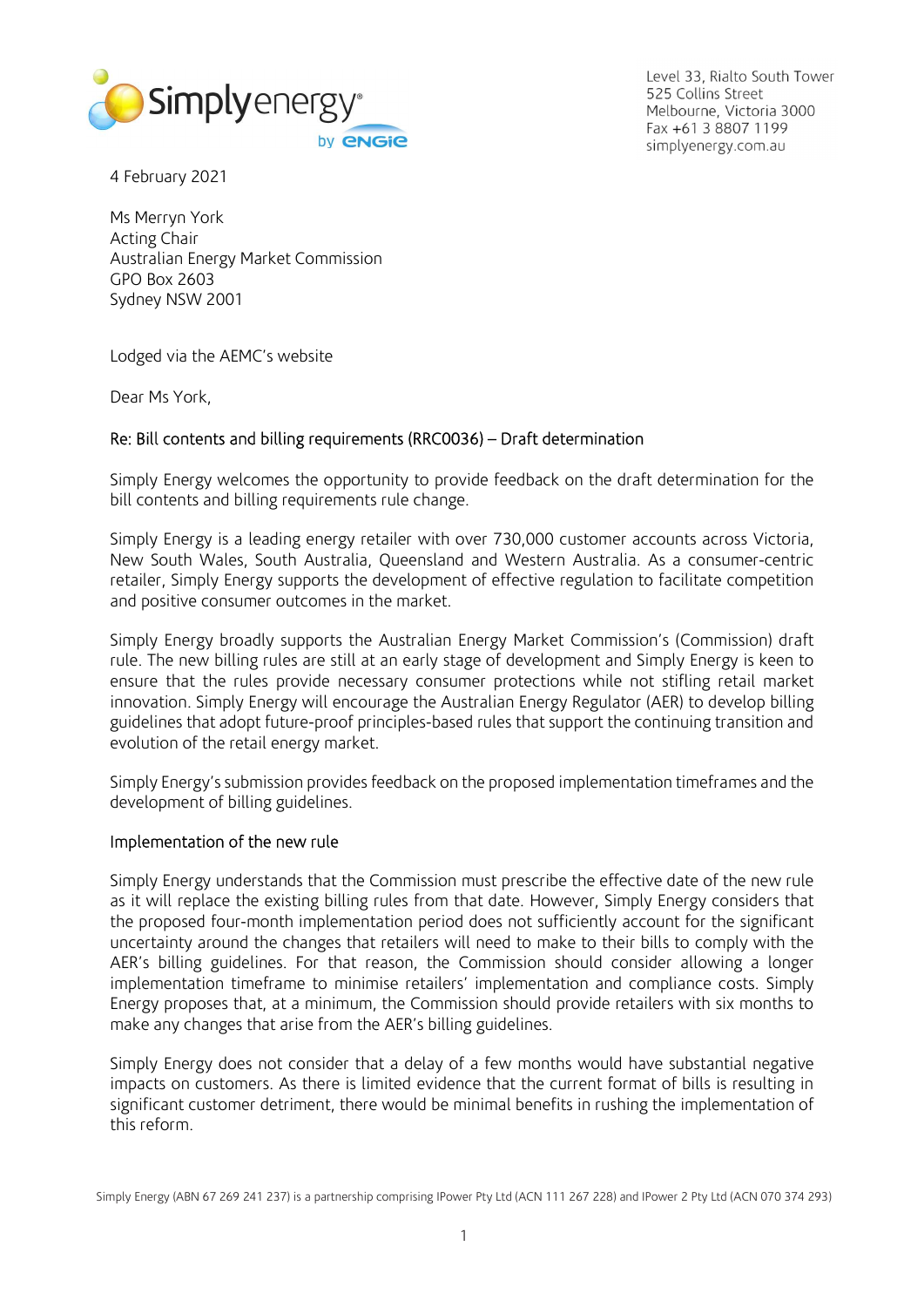Level 33, Rialto South Tower
525 Collins Street
Melbourne, Victoria 3000
Fax +61 3 8807 1199
simplyenergy.com.au

4 February 2021

Ms Merryn York
Acting Chair
Australian Energy Market Commission
GPO Box 2603
Sydney NSW 2001

Lodged via the AEMC's website

Dear Ms York,

Re: Bill contents and billing requirements (RRC0036) – Draft determination

Simply Energy welcomes the opportunity to provide feedback on the draft determination for the bill contents and billing requirements rule change.

Simply Energy is a leading energy retailer with over 730,000 customer accounts across Victoria, New South Wales, South Australia, Queensland and Western Australia. As a consumer-centric retailer, Simply Energy supports the development of effective regulation to facilitate competition and positive consumer outcomes in the market.

Simply Energy broadly supports the Australian Energy Market Commission's (Commission) draft rule. The new billing rules are still at an early stage of development and Simply Energy is keen to ensure that the rules provide necessary consumer protections while not stifling retail market innovation. Simply Energy will encourage the Australian Energy Regulator (AER) to develop billing guidelines that adopt future-proof principles-based rules that support the continuing transition and evolution of the retail energy market.

Simply Energy's submission provides feedback on the proposed implementation timeframes and the development of billing guidelines.

## Implementation of the new rule

Simply Energy understands that the Commission must prescribe the effective date of the new rule as it will replace the existing billing rules from that date. However, Simply Energy considers that the proposed four-month implementation period does not sufficiently account for the significant uncertainty around the changes that retailers will need to make to their bills to comply with the AER's billing guidelines. For that reason, the Commission should consider allowing a longer implementation timeframe to minimise retailers' implementation and compliance costs. Simply Energy proposes that, at a minimum, the Commission should provide retailers with six months to make any changes that arise from the AER's billing guidelines.

Simply Energy does not consider that a delay of a few months would have substantial negative impacts on customers. As there is limited evidence that the current format of bills is resulting in significant customer detriment, there would be minimal benefits in rushing the implementation of this reform.

Simply Energy (ABN 67 269 241 237) is a partnership comprising IPower Pty Ltd (ACN 111 267 228) and IPower 2 Pty Ltd (ACN 070 374 293)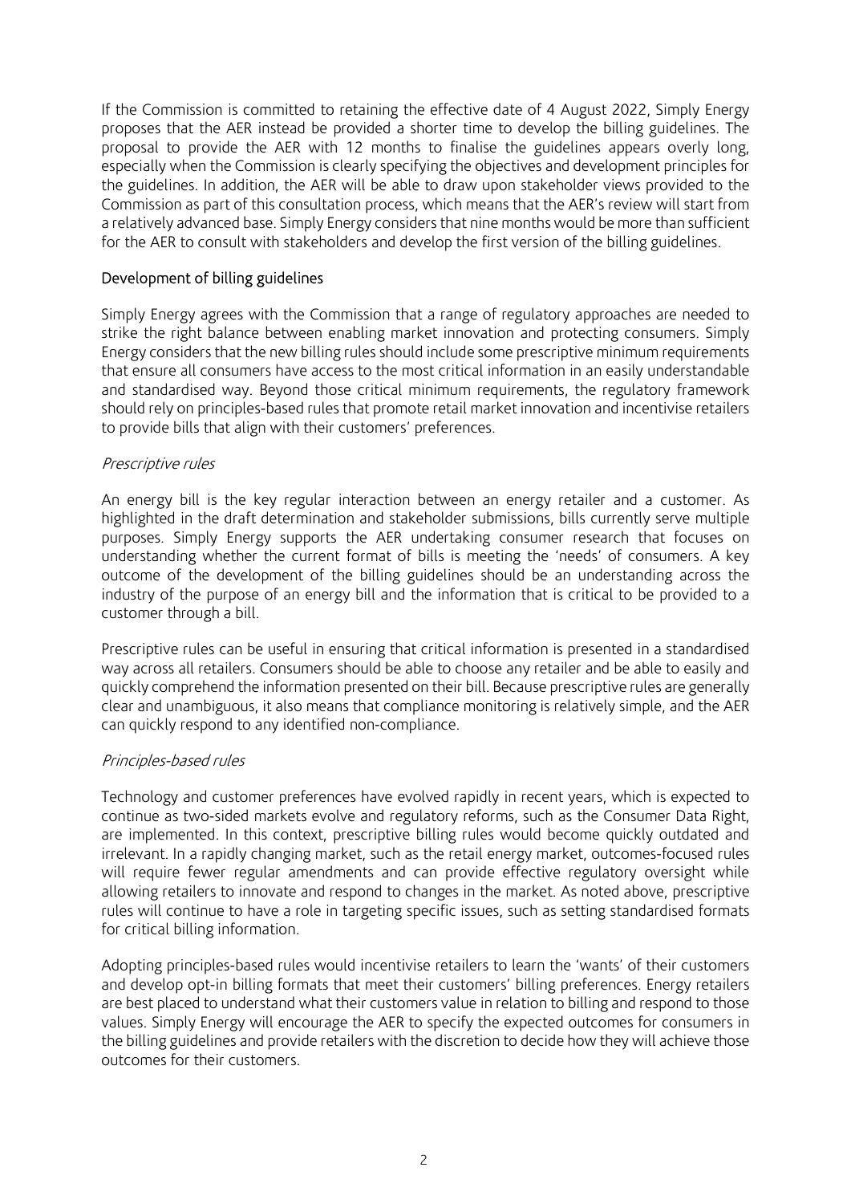If the Commission is committed to retaining the effective date of 4 August 2022, Simply Energy proposes that the AER instead be provided a shorter time to develop the billing guidelines. The proposal to provide the AER with 12 months to finalise the guidelines appears overly long, especially when the Commission is clearly specifying the objectives and development principles for the guidelines. In addition, the AER will be able to draw upon stakeholder views provided to the Commission as part of this consultation process, which means that the AER's review will start from a relatively advanced base. Simply Energy considers that nine months would be more than sufficient for the AER to consult with stakeholders and develop the first version of the billing guidelines.

## Development of billing guidelines

Simply Energy agrees with the Commission that a range of regulatory approaches are needed to strike the right balance between enabling market innovation and protecting consumers. Simply Energy considers that the new billing rules should include some prescriptive minimum requirements that ensure all consumers have access to the most critical information in an easily understandable and standardised way. Beyond those critical minimum requirements, the regulatory framework should rely on principles-based rules that promote retail market innovation and incentivise retailers to provide bills that align with their customers' preferences.

### *Prescriptive rules*

An energy bill is the key regular interaction between an energy retailer and a customer. As highlighted in the draft determination and stakeholder submissions, bills currently serve multiple purposes. Simply Energy supports the AER undertaking consumer research that focuses on understanding whether the current format of bills is meeting the 'needs' of consumers. A key outcome of the development of the billing guidelines should be an understanding across the industry of the purpose of an energy bill and the information that is critical to be provided to a customer through a bill.

Prescriptive rules can be useful in ensuring that critical information is presented in a standardised way across all retailers. Consumers should be able to choose any retailer and be able to easily and quickly comprehend the information presented on their bill. Because prescriptive rules are generally clear and unambiguous, it also means that compliance monitoring is relatively simple, and the AER can quickly respond to any identified non-compliance.

### *Principles-based rules*

Technology and customer preferences have evolved rapidly in recent years, which is expected to continue as two-sided markets evolve and regulatory reforms, such as the Consumer Data Right, are implemented. In this context, prescriptive billing rules would become quickly outdated and irrelevant. In a rapidly changing market, such as the retail energy market, outcomes-focused rules will require fewer regular amendments and can provide effective regulatory oversight while allowing retailers to innovate and respond to changes in the market. As noted above, prescriptive rules will continue to have a role in targeting specific issues, such as setting standardised formats for critical billing information.

Adopting principles-based rules would incentivise retailers to learn the 'wants' of their customers and develop opt-in billing formats that meet their customers' billing preferences. Energy retailers are best placed to understand what their customers value in relation to billing and respond to those values. Simply Energy will encourage the AER to specify the expected outcomes for consumers in the billing guidelines and provide retailers with the discretion to decide how they will achieve those outcomes for their customers.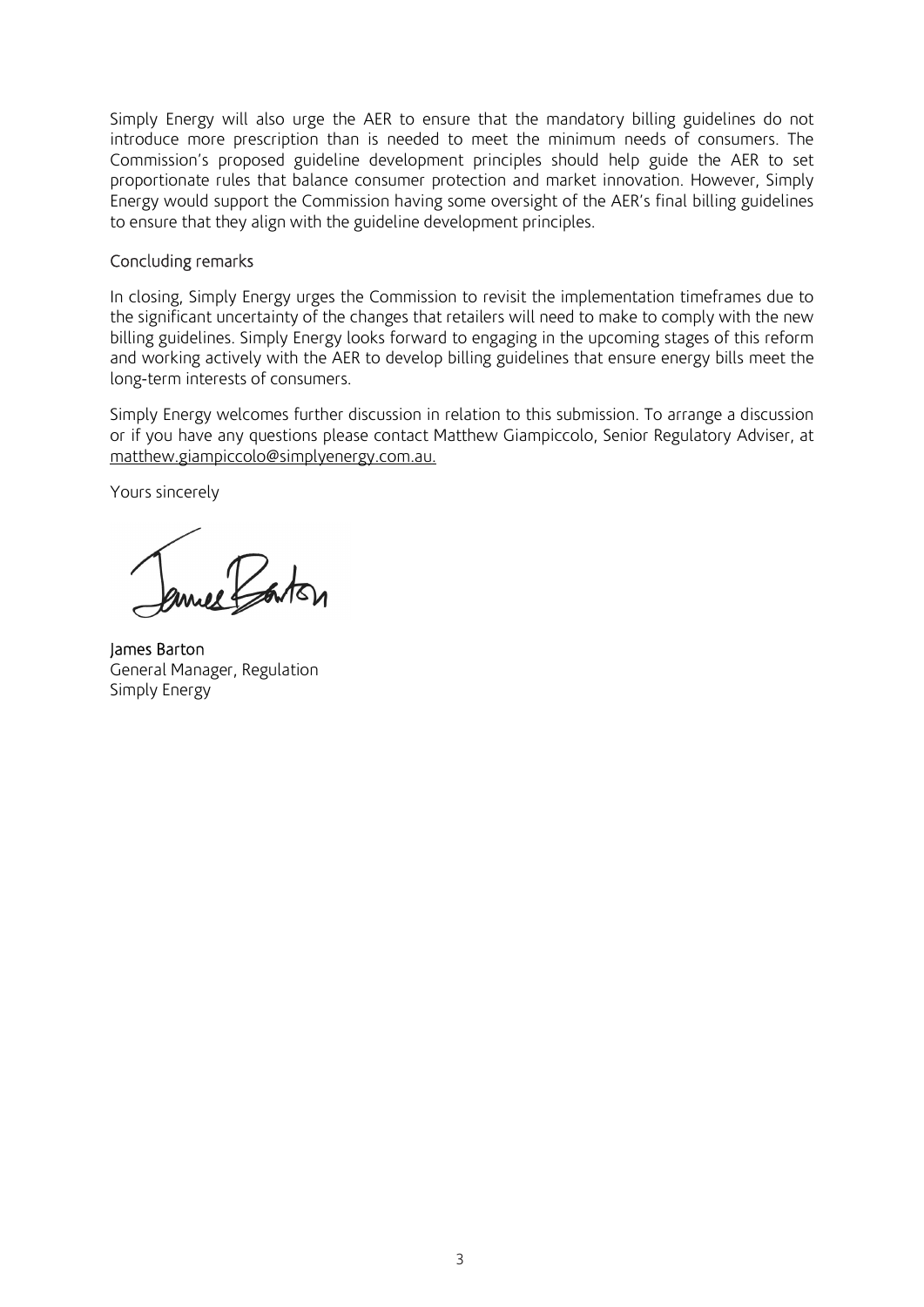Simply Energy will also urge the AER to ensure that the mandatory billing guidelines do not introduce more prescription than is needed to meet the minimum needs of consumers. The Commission's proposed guideline development principles should help guide the AER to set proportionate rules that balance consumer protection and market innovation. However, Simply Energy would support the Commission having some oversight of the AER's final billing guidelines to ensure that they align with the guideline development principles.

## Concluding remarks

In closing, Simply Energy urges the Commission to revisit the implementation timeframes due to the significant uncertainty of the changes that retailers will need to make to comply with the new billing guidelines. Simply Energy looks forward to engaging in the upcoming stages of this reform and working actively with the AER to develop billing guidelines that ensure energy bills meet the long-term interests of consumers.

Simply Energy welcomes further discussion in relation to this submission. To arrange a discussion or if you have any questions please contact Matthew Giampiccolo, Senior Regulatory Adviser, at matthew.giampiccolo@simplyenergy.com.au.

Yours sincerely

**James Barton**
General Manager, Regulation
Simply Energy